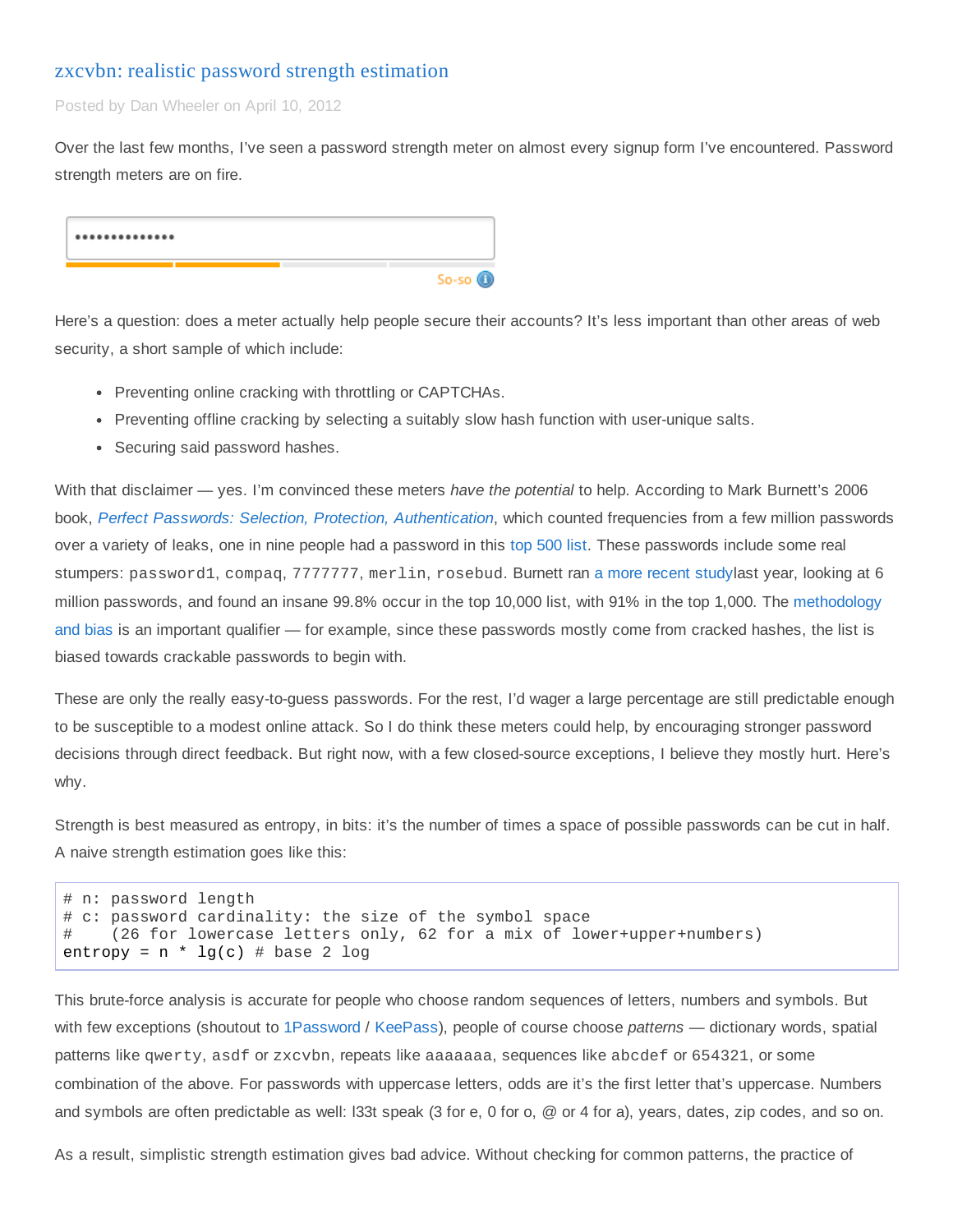# zxcvbn: realistic password strength estimation

Posted by Dan Wheeler on April 10, 2012

Over the last few months, I've seen a password strength meter on almost every signup form I've encountered. Password strength meters are on fire.

Here's a question: does a meter actually help people secure their accounts? It's less important than other areas of web security, a short sample of which include:

- Preventing online cracking with throttling or CAPTCHAs.
- Preventing offline cracking by selecting a suitably slow hash function with user-unique salts.
- Securing said password hashes.

With that disclaimer — yes. I'm convinced these meters *have the potential* to help. According to Mark Burnett's 2006 book, *Perfect Passwords: Selection, Protection, Authentication*, which counted frequencies from a few million passwords over a variety of leaks, one in nine people had a password in this top 500 list. These passwords include some real stumpers: `password1`, `compaq`, `7777777`, `merlin`, `rosebud`. Burnett ran a more recent studylast year, looking at 6 million passwords, and found an insane 99.8% occur in the top 10,000 list, with 91% in the top 1,000. The methodology and bias is an important qualifier — for example, since these passwords mostly come from cracked hashes, the list is biased towards crackable passwords to begin with.

These are only the really easy-to-guess passwords. For the rest, I'd wager a large percentage are still predictable enough to be susceptible to a modest online attack. So I do think these meters could help, by encouraging stronger password decisions through direct feedback. But right now, with a few closed-source exceptions, I believe they mostly hurt. Here's why.

Strength is best measured as entropy, in bits: it's the number of times a space of possible passwords can be cut in half. A naive strength estimation goes like this:

```
# n: password length
# c: password cardinality: the size of the symbol space
#    (26 for lowercase letters only, 62 for a mix of lower+upper+numbers)
entropy = n * lg(c) # base 2 log
```

This brute-force analysis is accurate for people who choose random sequences of letters, numbers and symbols. But with few exceptions (shoutout to 1Password / KeePass), people of course choose *patterns* — dictionary words, spatial patterns like `qwerty`, `asdf` or `zxcvbn`, repeats like `aaaaaaa`, sequences like `abcdef` or `654321`, or some combination of the above. For passwords with uppercase letters, odds are it's the first letter that's uppercase. Numbers and symbols are often predictable as well: l33t speak (3 for e, 0 for o, @ or 4 for a), years, dates, zip codes, and so on.

As a result, simplistic strength estimation gives bad advice. Without checking for common patterns, the practice of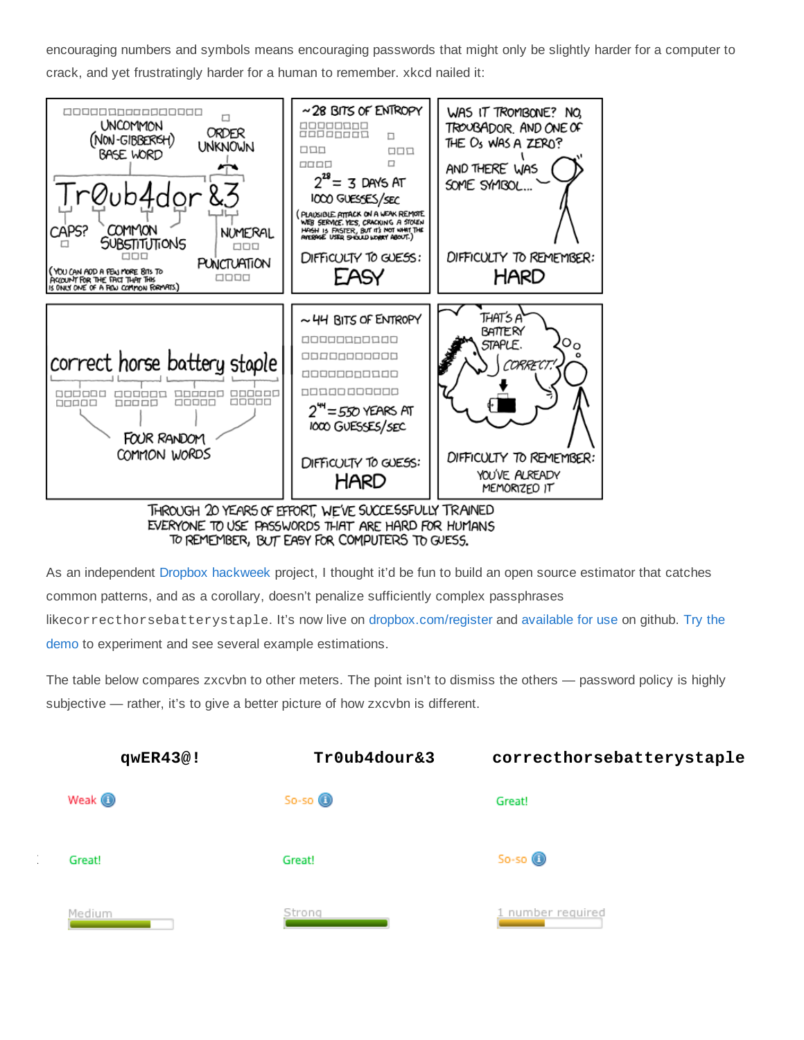encouraging numbers and symbols means encouraging passwords that might only be slightly harder for a computer to crack, and yet frustratingly harder for a human to remember. xkcd nailed it:

As an independent Dropbox hackweek project, I thought it'd be fun to build an open source estimator that catches common patterns, and as a corollary, doesn't penalize sufficiently complex passphrases like`correcthorsebatterystaple`. It's now live on dropbox.com/register and available for use on github. Try the demo to experiment and see several example estimations.

The table below compares zxcvbn to other meters. The point isn't to dismiss the others — password policy is highly subjective — rather, it's to give a better picture of how zxcvbn is different.

| `qwER43@!` | `Tr0ub4dour&3` | `correcthorsebatterystaple` |
|---|---|---|
| Weak | So-so | Great! |
| Great! | Great! | So-so |
| Medium | Strong | 1 number required |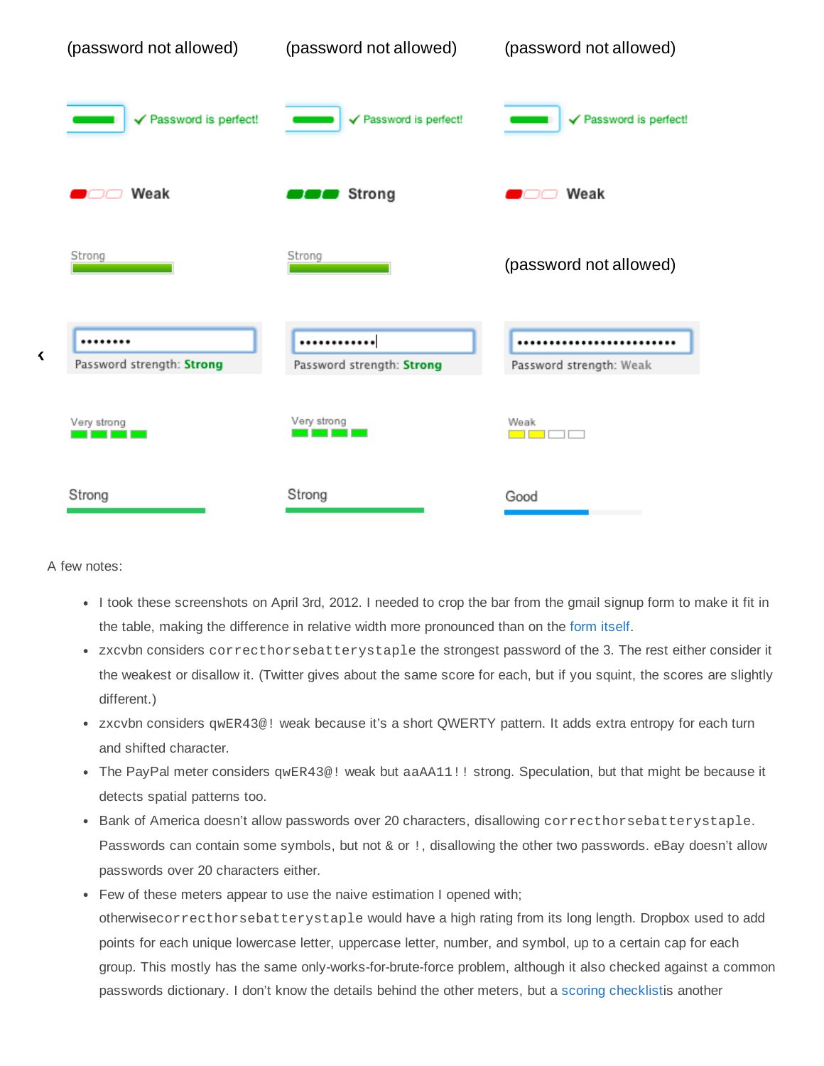| | | |
|---|---|---|
| (password not allowed) | (password not allowed) | (password not allowed) |
| Password is perfect! | Password is perfect! | Password is perfect! |
| Weak | Strong | Weak |
| Strong | Strong | (password not allowed) |
| Password strength: Strong | Password strength: Strong | Password strength: Weak |
| Very strong | Very strong | Weak |
| Strong | Strong | Good |

A few notes:

- I took these screenshots on April 3rd, 2012. I needed to crop the bar from the gmail signup form to make it fit in the table, making the difference in relative width more pronounced than on the form itself.
- zxcvbn considers `correcthorsebatterystaple` the strongest password of the 3. The rest either consider it the weakest or disallow it. (Twitter gives about the same score for each, but if you squint, the scores are slightly different.)
- zxcvbn considers `qwER43@!` weak because it's a short QWERTY pattern. It adds extra entropy for each turn and shifted character.
- The PayPal meter considers `qwER43@!` weak but `aaAA11!!` strong. Speculation, but that might be because it detects spatial patterns too.
- Bank of America doesn't allow passwords over 20 characters, disallowing `correcthorsebatterystaple`. Passwords can contain some symbols, but not `&` or `!`, disallowing the other two passwords. eBay doesn't allow passwords over 20 characters either.
- Few of these meters appear to use the naive estimation I opened with; otherwise`correcthorsebatterystaple` would have a high rating from its long length. Dropbox used to add points for each unique lowercase letter, uppercase letter, number, and symbol, up to a certain cap for each group. This mostly has the same only-works-for-brute-force problem, although it also checked against a common passwords dictionary. I don't know the details behind the other meters, but a scoring checklistis another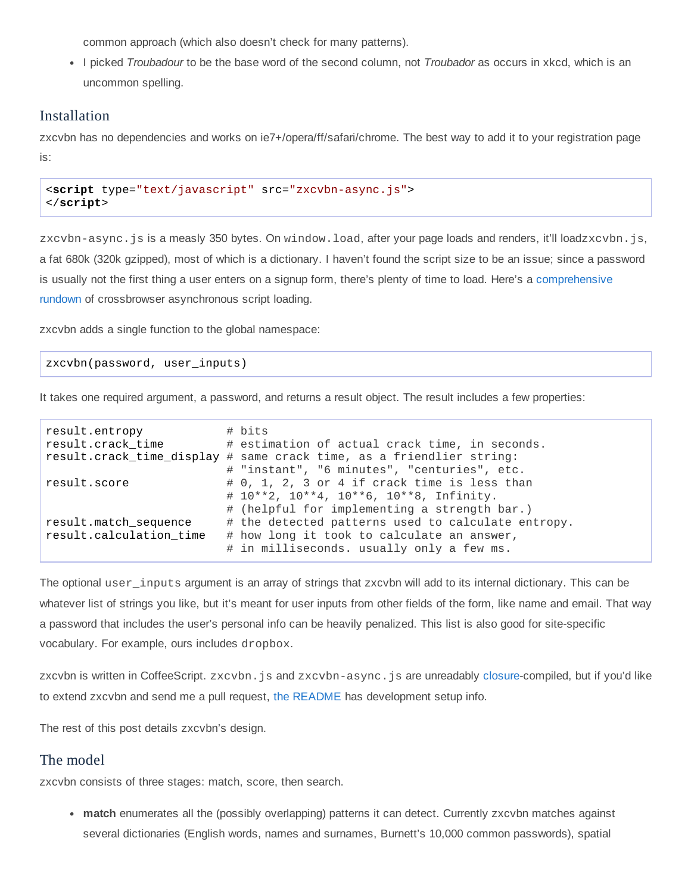common approach (which also doesn't check for many patterns).

- I picked *Troubadour* to be the base word of the second column, not *Troubador* as occurs in xkcd, which is an uncommon spelling.

## Installation

zxcvbn has no dependencies and works on ie7+/opera/ff/safari/chrome. The best way to add it to your registration page is:

```
<script type="text/javascript" src="zxcvbn-async.js">
</script>
```

`zxcvbn-async.js` is a measly 350 bytes. On `window.load`, after your page loads and renders, it'll load`zxcvbn.js`, a fat 680k (320k gzipped), most of which is a dictionary. I haven't found the script size to be an issue; since a password is usually not the first thing a user enters on a signup form, there's plenty of time to load. Here's a comprehensive rundown of crossbrowser asynchronous script loading.

zxcvbn adds a single function to the global namespace:

```
zxcvbn(password, user_inputs)
```

It takes one required argument, a password, and returns a result object. The result includes a few properties:

```
result.entropy            # bits
result.crack_time         # estimation of actual crack time, in seconds.
result.crack_time_display # same crack time, as a friendlier string:
                          # "instant", "6 minutes", "centuries", etc.
result.score              # 0, 1, 2, 3 or 4 if crack time is less than
                          # 10**2, 10**4, 10**6, 10**8, Infinity.
                          # (helpful for implementing a strength bar.)
result.match_sequence     # the detected patterns used to calculate entropy.
result.calculation_time   # how long it took to calculate an answer,
                          # in milliseconds. usually only a few ms.
```

The optional `user_inputs` argument is an array of strings that zxcvbn will add to its internal dictionary. This can be whatever list of strings you like, but it's meant for user inputs from other fields of the form, like name and email. That way a password that includes the user's personal info can be heavily penalized. This list is also good for site-specific vocabulary. For example, ours includes `dropbox`.

zxcvbn is written in CoffeeScript. `zxcvbn.js` and `zxcvbn-async.js` are unreadably closure-compiled, but if you'd like to extend zxcvbn and send me a pull request, the README has development setup info.

The rest of this post details zxcvbn's design.

## The model

zxcvbn consists of three stages: match, score, then search.

- **match** enumerates all the (possibly overlapping) patterns it can detect. Currently zxcvbn matches against several dictionaries (English words, names and surnames, Burnett's 10,000 common passwords), spatial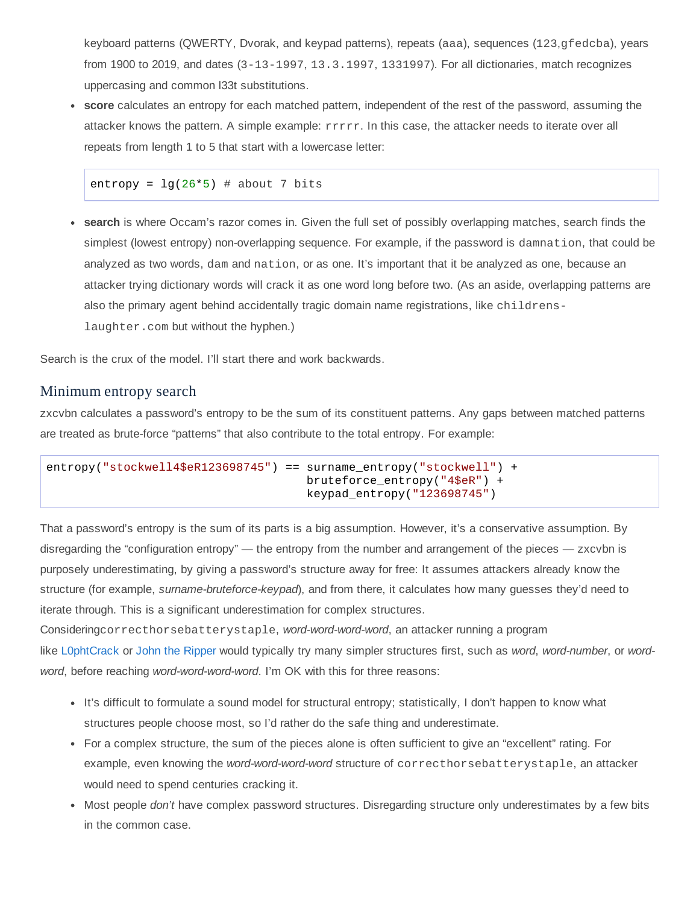keyboard patterns (QWERTY, Dvorak, and keypad patterns), repeats (`aaa`), sequences (`123`,`gfedcba`), years from 1900 to 2019, and dates (`3-13-1997`, `13.3.1997`, `1331997`). For all dictionaries, match recognizes uppercasing and common l33t substitutions.

- **score** calculates an entropy for each matched pattern, independent of the rest of the password, assuming the attacker knows the pattern. A simple example: `rrrrr`. In this case, the attacker needs to iterate over all repeats from length 1 to 5 that start with a lowercase letter:

```
entropy = lg(26*5) # about 7 bits
```

- **search** is where Occam's razor comes in. Given the full set of possibly overlapping matches, search finds the simplest (lowest entropy) non-overlapping sequence. For example, if the password is `damnation`, that could be analyzed as two words, `dam` and `nation`, or as one. It's important that it be analyzed as one, because an attacker trying dictionary words will crack it as one word long before two. (As an aside, overlapping patterns are also the primary agent behind accidentally tragic domain name registrations, like `childrens-laughter.com` but without the hyphen.)

Search is the crux of the model. I'll start there and work backwards.

## Minimum entropy search

zxcvbn calculates a password's entropy to be the sum of its constituent patterns. Any gaps between matched patterns are treated as brute-force "patterns" that also contribute to the total entropy. For example:

```
entropy("stockwell4$eR123698745") == surname_entropy("stockwell") +
                                     bruteforce_entropy("4$eR") +
                                     keypad_entropy("123698745")
```

That a password's entropy is the sum of its parts is a big assumption. However, it's a conservative assumption. By disregarding the "configuration entropy" — the entropy from the number and arrangement of the pieces — zxcvbn is purposely underestimating, by giving a password's structure away for free: It assumes attackers already know the structure (for example, *surname-bruteforce-keypad*), and from there, it calculates how many guesses they'd need to iterate through. This is a significant underestimation for complex structures. Considering`correcthorsebatterystaple`, *word-word-word-word*, an attacker running a program like L0phtCrack or John the Ripper would typically try many simpler structures first, such as *word*, *word-number*, or *word-word*, before reaching *word-word-word-word*. I'm OK with this for three reasons:

- It's difficult to formulate a sound model for structural entropy; statistically, I don't happen to know what structures people choose most, so I'd rather do the safe thing and underestimate.
- For a complex structure, the sum of the pieces alone is often sufficient to give an "excellent" rating. For example, even knowing the *word-word-word-word* structure of `correcthorsebatterystaple`, an attacker would need to spend centuries cracking it.
- Most people *don't* have complex password structures. Disregarding structure only underestimates by a few bits in the common case.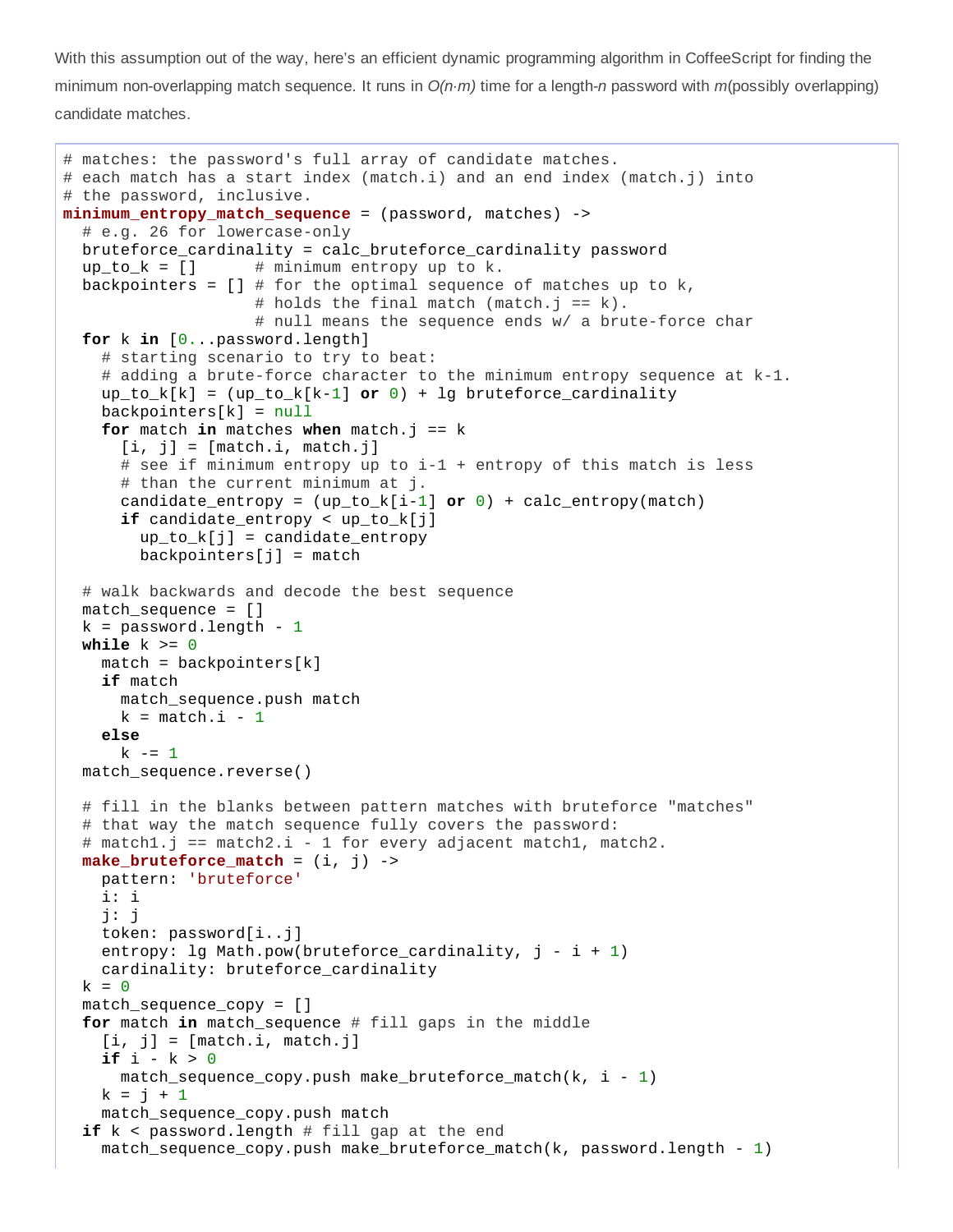With this assumption out of the way, here's an efficient dynamic programming algorithm in CoffeeScript for finding the minimum non-overlapping match sequence. It runs in *O(n·m)* time for a length-*n* password with *m*(possibly overlapping) candidate matches.

```
# matches: the password's full array of candidate matches.
# each match has a start index (match.i) and an end index (match.j) into
# the password, inclusive.
minimum_entropy_match_sequence = (password, matches) ->
  # e.g. 26 for lowercase-only
  bruteforce_cardinality = calc_bruteforce_cardinality password
  up_to_k = []      # minimum entropy up to k.
  backpointers = [] # for the optimal sequence of matches up to k,
                    # holds the final match (match.j == k).
                    # null means the sequence ends w/ a brute-force char
  for k in [0...password.length]
    # starting scenario to try to beat:
    # adding a brute-force character to the minimum entropy sequence at k-1.
    up_to_k[k] = (up_to_k[k-1] or 0) + lg bruteforce_cardinality
    backpointers[k] = null
    for match in matches when match.j == k
      [i, j] = [match.i, match.j]
      # see if minimum entropy up to i-1 + entropy of this match is less
      # than the current minimum at j.
      candidate_entropy = (up_to_k[i-1] or 0) + calc_entropy(match)
      if candidate_entropy < up_to_k[j]
        up_to_k[j] = candidate_entropy
        backpointers[j] = match

  # walk backwards and decode the best sequence
  match_sequence = []
  k = password.length - 1
  while k >= 0
    match = backpointers[k]
    if match
      match_sequence.push match
      k = match.i - 1
    else
      k -= 1
  match_sequence.reverse()

  # fill in the blanks between pattern matches with bruteforce "matches"
  # that way the match sequence fully covers the password:
  # match1.j == match2.i - 1 for every adjacent match1, match2.
  make_bruteforce_match = (i, j) ->
    pattern: 'bruteforce'
    i: i
    j: j
    token: password[i..j]
    entropy: lg Math.pow(bruteforce_cardinality, j - i + 1)
    cardinality: bruteforce_cardinality
  k = 0
  match_sequence_copy = []
  for match in match_sequence # fill gaps in the middle
    [i, j] = [match.i, match.j]
    if i - k > 0
      match_sequence_copy.push make_bruteforce_match(k, i - 1)
    k = j + 1
    match_sequence_copy.push match
  if k < password.length # fill gap at the end
    match_sequence_copy.push make_bruteforce_match(k, password.length - 1)
```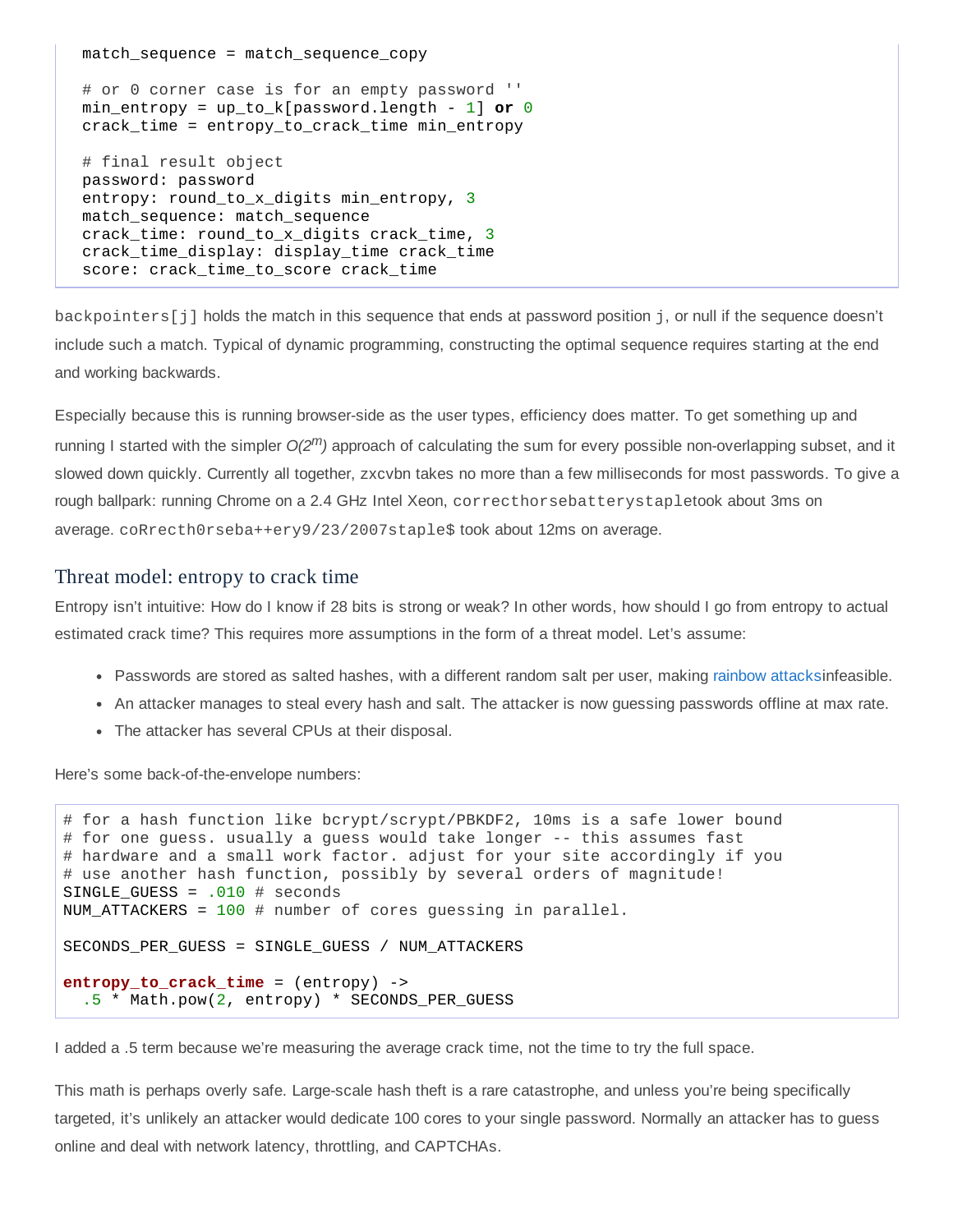```
  match_sequence = match_sequence_copy

  # or 0 corner case is for an empty password ''
  min_entropy = up_to_k[password.length - 1] or 0
  crack_time = entropy_to_crack_time min_entropy

  # final result object
  password: password
  entropy: round_to_x_digits min_entropy, 3
  match_sequence: match_sequence
  crack_time: round_to_x_digits crack_time, 3
  crack_time_display: display_time crack_time
  score: crack_time_to_score crack_time
```

`backpointers[j]` holds the match in this sequence that ends at password position `j`, or null if the sequence doesn't include such a match. Typical of dynamic programming, constructing the optimal sequence requires starting at the end and working backwards.

Especially because this is running browser-side as the user types, efficiency does matter. To get something up and running I started with the simpler $O(2^m)$ approach of calculating the sum for every possible non-overlapping subset, and it slowed down quickly. Currently all together, zxcvbn takes no more than a few milliseconds for most passwords. To give a rough ballpark: running Chrome on a 2.4 GHz Intel Xeon, `correcthorsebatterystaple`took about 3ms on average. `coRrecth0rseba++ery9/23/2007staple$` took about 12ms on average.

## Threat model: entropy to crack time

Entropy isn't intuitive: How do I know if 28 bits is strong or weak? In other words, how should I go from entropy to actual estimated crack time? This requires more assumptions in the form of a threat model. Let's assume:

- Passwords are stored as salted hashes, with a different random salt per user, making rainbow attacksinfeasible.
- An attacker manages to steal every hash and salt. The attacker is now guessing passwords offline at max rate.
- The attacker has several CPUs at their disposal.

Here's some back-of-the-envelope numbers:

```
# for a hash function like bcrypt/scrypt/PBKDF2, 10ms is a safe lower bound
# for one guess. usually a guess would take longer -- this assumes fast
# hardware and a small work factor. adjust for your site accordingly if you
# use another hash function, possibly by several orders of magnitude!
SINGLE_GUESS = .010 # seconds
NUM_ATTACKERS = 100 # number of cores guessing in parallel.

SECONDS_PER_GUESS = SINGLE_GUESS / NUM_ATTACKERS

entropy_to_crack_time = (entropy) ->
  .5 * Math.pow(2, entropy) * SECONDS_PER_GUESS
```

I added a .5 term because we're measuring the average crack time, not the time to try the full space.

This math is perhaps overly safe. Large-scale hash theft is a rare catastrophe, and unless you're being specifically targeted, it's unlikely an attacker would dedicate 100 cores to your single password. Normally an attacker has to guess online and deal with network latency, throttling, and CAPTCHAs.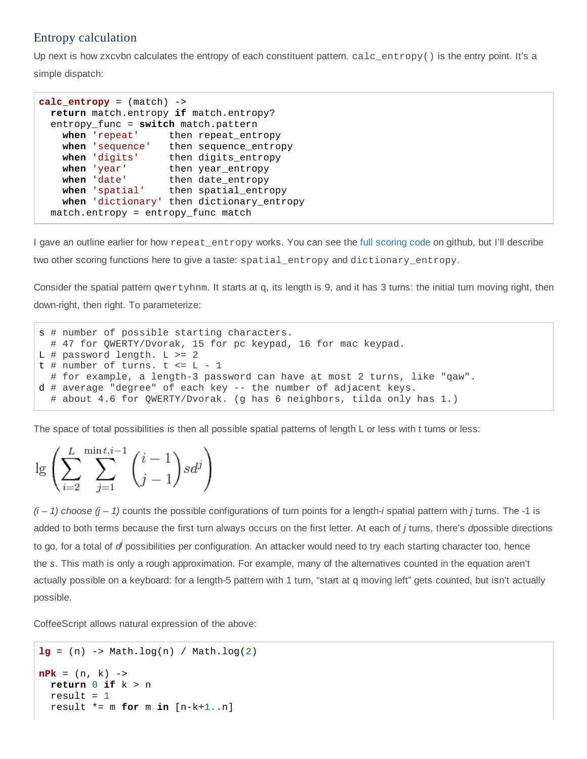## Entropy calculation

Up next is how zxcvbn calculates the entropy of each constituent pattern. `calc_entropy()` is the entry point. It's a simple dispatch:

```
calc_entropy = (match) ->
  return match.entropy if match.entropy?
  entropy_func = switch match.pattern
    when 'repeat'     then repeat_entropy
    when 'sequence'   then sequence_entropy
    when 'digits'     then digits_entropy
    when 'year'       then year_entropy
    when 'date'       then date_entropy
    when 'spatial'    then spatial_entropy
    when 'dictionary' then dictionary_entropy
  match.entropy = entropy_func match
```

I gave an outline earlier for how `repeat_entropy` works. You can see the full scoring code on github, but I'll describe two other scoring functions here to give a taste: `spatial_entropy` and `dictionary_entropy`.

Consider the spatial pattern `qwertyhnm`. It starts at q, its length is 9, and it has 3 turns: the initial turn moving right, then down-right, then right. To parameterize:

```
s # number of possible starting characters.
  # 47 for QWERTY/Dvorak, 15 for pc keypad, 16 for mac keypad.
L # password length. L >= 2
t # number of turns. t <= L - 1
  # for example, a length-3 password can have at most 2 turns, like "qaw".
d # average "degree" of each key -- the number of adjacent keys.
  # about 4.6 for QWERTY/Dvorak. (g has 6 neighbors, tilda only has 1.)
```

The space of total possibilities is then all possible spatial patterns of length L or less with t turns or less:

$$\lg\left(\sum_{i=2}^{L}\sum_{j=1}^{\min t, i-1}\binom{i-1}{j-1}sd^j\right)$$

*(i – 1) choose (j – 1)* counts the possible configurations of turn points for a length-*i* spatial pattern with *j* turns. The -1 is added to both terms because the first turn always occurs on the first letter. At each of *j* turns, there's *d* possible directions to go, for a total of $d^j$ possibilities per configuration. An attacker would need to try each starting character too, hence the *s*. This math is only a rough approximation. For example, many of the alternatives counted in the equation aren't actually possible on a keyboard: for a length-5 pattern with 1 turn, "start at q moving left" gets counted, but isn't actually possible.

CoffeeScript allows natural expression of the above:

```
lg = (n) -> Math.log(n) / Math.log(2)

nPk = (n, k) ->
  return 0 if k > n
  result = 1
  result *= m for m in [n-k+1..n]
```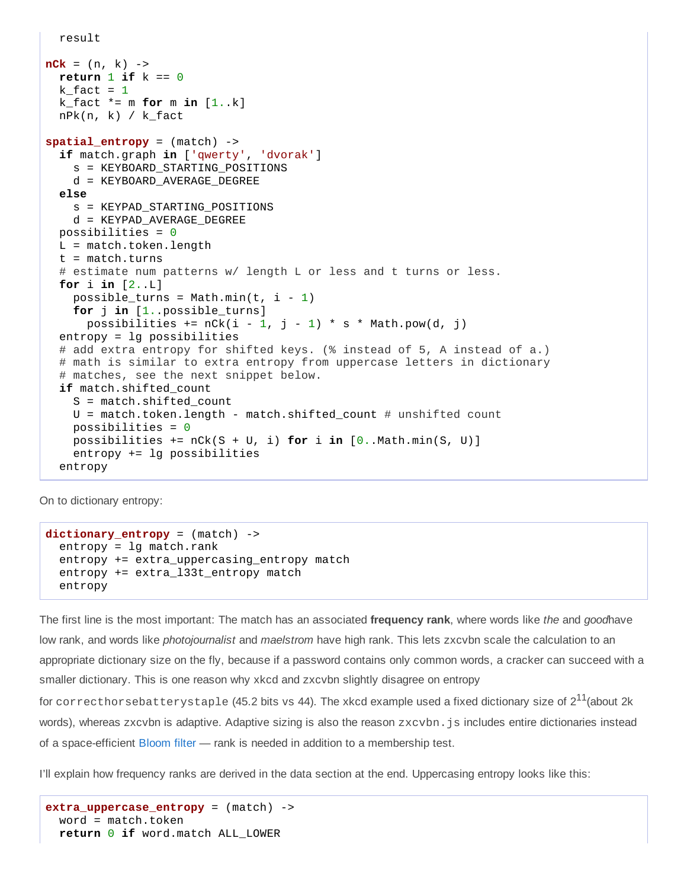```
  result

nCk = (n, k) ->
  return 1 if k == 0
  k_fact = 1
  k_fact *= m for m in [1..k]
  nPk(n, k) / k_fact

spatial_entropy = (match) ->
  if match.graph in ['qwerty', 'dvorak']
    s = KEYBOARD_STARTING_POSITIONS
    d = KEYBOARD_AVERAGE_DEGREE
  else
    s = KEYPAD_STARTING_POSITIONS
    d = KEYPAD_AVERAGE_DEGREE
  possibilities = 0
  L = match.token.length
  t = match.turns
  # estimate num patterns w/ length L or less and t turns or less.
  for i in [2..L]
    possible_turns = Math.min(t, i - 1)
    for j in [1..possible_turns]
      possibilities += nCk(i - 1, j - 1) * s * Math.pow(d, j)
  entropy = lg possibilities
  # add extra entropy for shifted keys. (% instead of 5, A instead of a.)
  # math is similar to extra entropy from uppercase letters in dictionary
  # matches, see the next snippet below.
  if match.shifted_count
    S = match.shifted_count
    U = match.token.length - match.shifted_count # unshifted count
    possibilities = 0
    possibilities += nCk(S + U, i) for i in [0..Math.min(S, U)]
    entropy += lg possibilities
  entropy
```

On to dictionary entropy:

```
dictionary_entropy = (match) ->
  entropy = lg match.rank
  entropy += extra_uppercasing_entropy match
  entropy += extra_l33t_entropy match
  entropy
```

The first line is the most important: The match has an associated **frequency rank**, where words like *the* and *good*have low rank, and words like *photojournalist* and *maelstrom* have high rank. This lets zxcvbn scale the calculation to an appropriate dictionary size on the fly, because if a password contains only common words, a cracker can succeed with a smaller dictionary. This is one reason why xkcd and zxcvbn slightly disagree on entropy for `correcthorsebatterystaple` (45.2 bits vs 44). The xkcd example used a fixed dictionary size of $2^{11}$(about 2k words), whereas zxcvbn is adaptive. Adaptive sizing is also the reason `zxcvbn.js` includes entire dictionaries instead of a space-efficient Bloom filter — rank is needed in addition to a membership test.

I'll explain how frequency ranks are derived in the data section at the end. Uppercasing entropy looks like this:

```
extra_uppercase_entropy = (match) ->
  word = match.token
  return 0 if word.match ALL_LOWER
```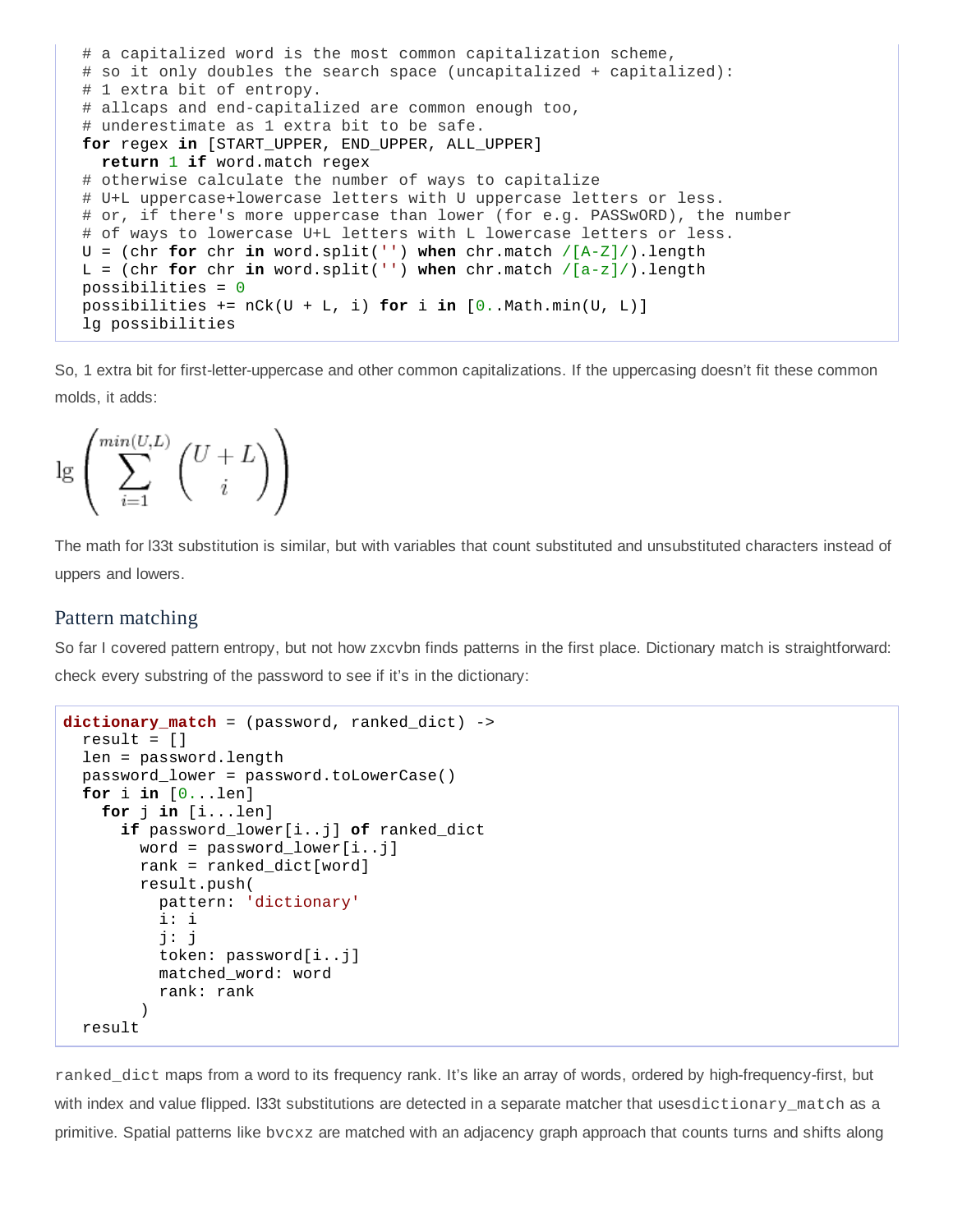```
  # a capitalized word is the most common capitalization scheme,
  # so it only doubles the search space (uncapitalized + capitalized):
  # 1 extra bit of entropy.
  # allcaps and end-capitalized are common enough too,
  # underestimate as 1 extra bit to be safe.
  for regex in [START_UPPER, END_UPPER, ALL_UPPER]
    return 1 if word.match regex
  # otherwise calculate the number of ways to capitalize
  # U+L uppercase+lowercase letters with U uppercase letters or less.
  # or, if there's more uppercase than lower (for e.g. PASSwORD), the number
  # of ways to lowercase U+L letters with L lowercase letters or less.
  U = (chr for chr in word.split('') when chr.match /[A-Z]/).length
  L = (chr for chr in word.split('') when chr.match /[a-z]/).length
  possibilities = 0
  possibilities += nCk(U + L, i) for i in [0..Math.min(U, L)]
  lg possibilities
```

So, 1 extra bit for first-letter-uppercase and other common capitalizations. If the uppercasing doesn't fit these common molds, it adds:

$$\lg\left(\sum_{i=1}^{min(U,L)} \binom{U+L}{i}\right)$$

The math for l33t substitution is similar, but with variables that count substituted and unsubstituted characters instead of uppers and lowers.

## Pattern matching

So far I covered pattern entropy, but not how zxcvbn finds patterns in the first place. Dictionary match is straightforward: check every substring of the password to see if it's in the dictionary:

```
dictionary_match = (password, ranked_dict) ->
  result = []
  len = password.length
  password_lower = password.toLowerCase()
  for i in [0...len]
    for j in [i...len]
      if password_lower[i..j] of ranked_dict
        word = password_lower[i..j]
        rank = ranked_dict[word]
        result.push(
          pattern: 'dictionary'
          i: i
          j: j
          token: password[i..j]
          matched_word: word
          rank: rank
        )
  result
```

`ranked_dict` maps from a word to its frequency rank. It's like an array of words, ordered by high-frequency-first, but with index and value flipped. l33t substitutions are detected in a separate matcher that uses `dictionary_match` as a primitive. Spatial patterns like `bvcxz` are matched with an adjacency graph approach that counts turns and shifts along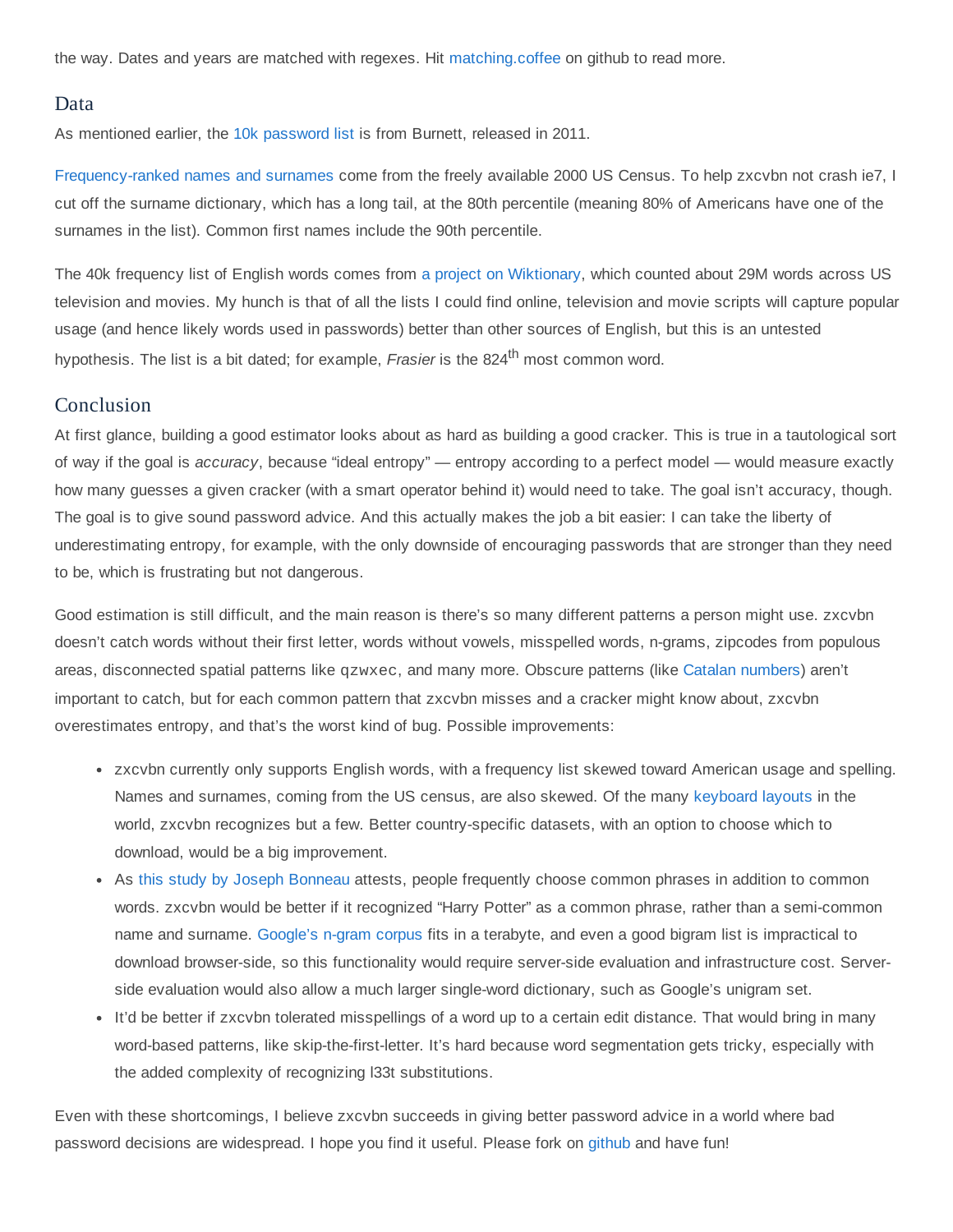the way. Dates and years are matched with regexes. Hit matching.coffee on github to read more.

## Data

As mentioned earlier, the 10k password list is from Burnett, released in 2011.

Frequency-ranked names and surnames come from the freely available 2000 US Census. To help zxcvbn not crash ie7, I cut off the surname dictionary, which has a long tail, at the 80th percentile (meaning 80% of Americans have one of the surnames in the list). Common first names include the 90th percentile.

The 40k frequency list of English words comes from a project on Wiktionary, which counted about 29M words across US television and movies. My hunch is that of all the lists I could find online, television and movie scripts will capture popular usage (and hence likely words used in passwords) better than other sources of English, but this is an untested hypothesis. The list is a bit dated; for example, *Frasier* is the 824th most common word.

## Conclusion

At first glance, building a good estimator looks about as hard as building a good cracker. This is true in a tautological sort of way if the goal is *accuracy*, because "ideal entropy" — entropy according to a perfect model — would measure exactly how many guesses a given cracker (with a smart operator behind it) would need to take. The goal isn't accuracy, though. The goal is to give sound password advice. And this actually makes the job a bit easier: I can take the liberty of underestimating entropy, for example, with the only downside of encouraging passwords that are stronger than they need to be, which is frustrating but not dangerous.

Good estimation is still difficult, and the main reason is there's so many different patterns a person might use. zxcvbn doesn't catch words without their first letter, words without vowels, misspelled words, n-grams, zipcodes from populous areas, disconnected spatial patterns like `qzwxec`, and many more. Obscure patterns (like Catalan numbers) aren't important to catch, but for each common pattern that zxcvbn misses and a cracker might know about, zxcvbn overestimates entropy, and that's the worst kind of bug. Possible improvements:

- zxcvbn currently only supports English words, with a frequency list skewed toward American usage and spelling. Names and surnames, coming from the US census, are also skewed. Of the many keyboard layouts in the world, zxcvbn recognizes but a few. Better country-specific datasets, with an option to choose which to download, would be a big improvement.
- As this study by Joseph Bonneau attests, people frequently choose common phrases in addition to common words. zxcvbn would be better if it recognized "Harry Potter" as a common phrase, rather than a semi-common name and surname. Google's n-gram corpus fits in a terabyte, and even a good bigram list is impractical to download browser-side, so this functionality would require server-side evaluation and infrastructure cost. Server-side evaluation would also allow a much larger single-word dictionary, such as Google's unigram set.
- It'd be better if zxcvbn tolerated misspellings of a word up to a certain edit distance. That would bring in many word-based patterns, like skip-the-first-letter. It's hard because word segmentation gets tricky, especially with the added complexity of recognizing l33t substitutions.

Even with these shortcomings, I believe zxcvbn succeeds in giving better password advice in a world where bad password decisions are widespread. I hope you find it useful. Please fork on github and have fun!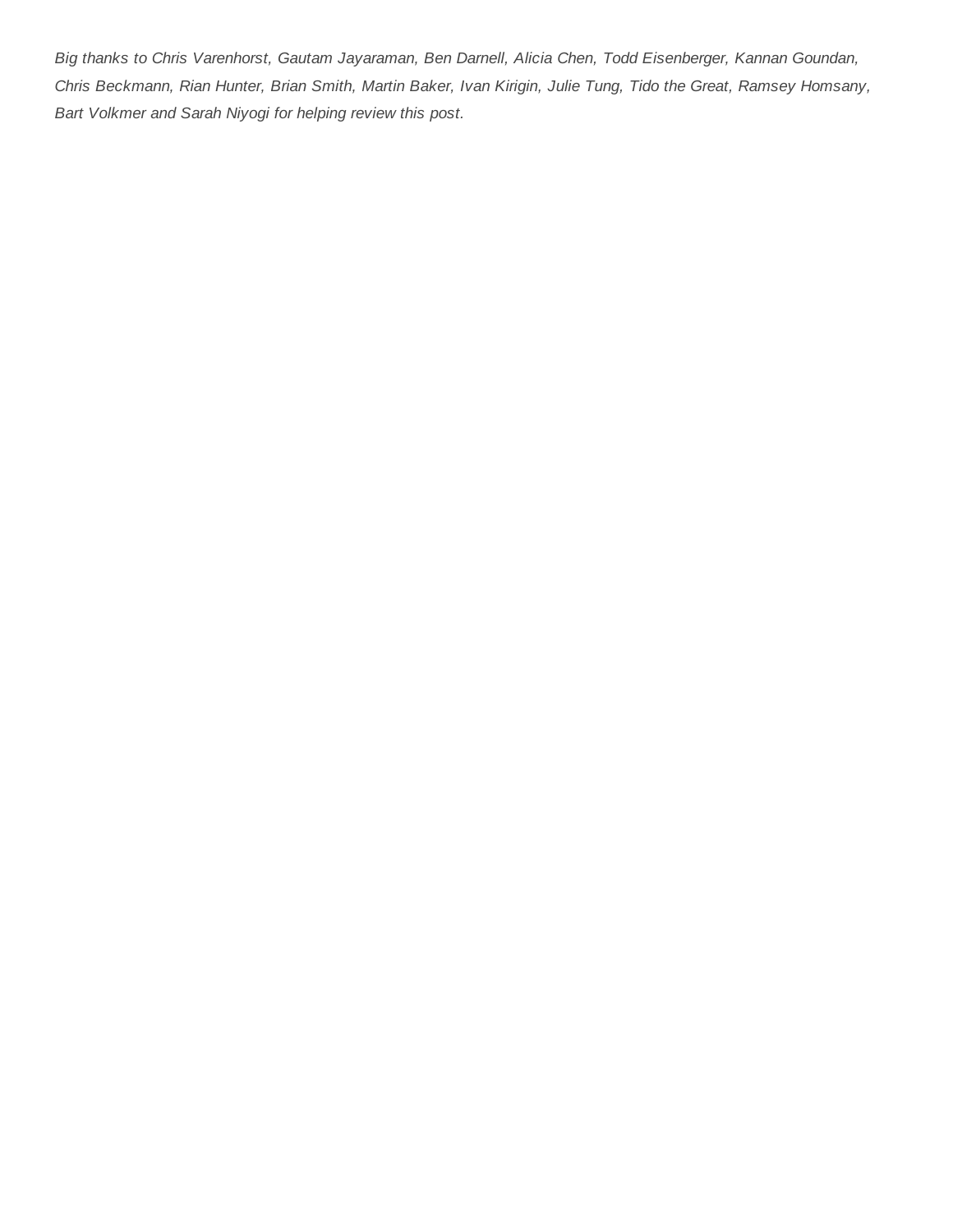*Big thanks to Chris Varenhorst, Gautam Jayaraman, Ben Darnell, Alicia Chen, Todd Eisenberger, Kannan Goundan, Chris Beckmann, Rian Hunter, Brian Smith, Martin Baker, Ivan Kirigin, Julie Tung, Tido the Great, Ramsey Homsany, Bart Volkmer and Sarah Niyogi for helping review this post.*